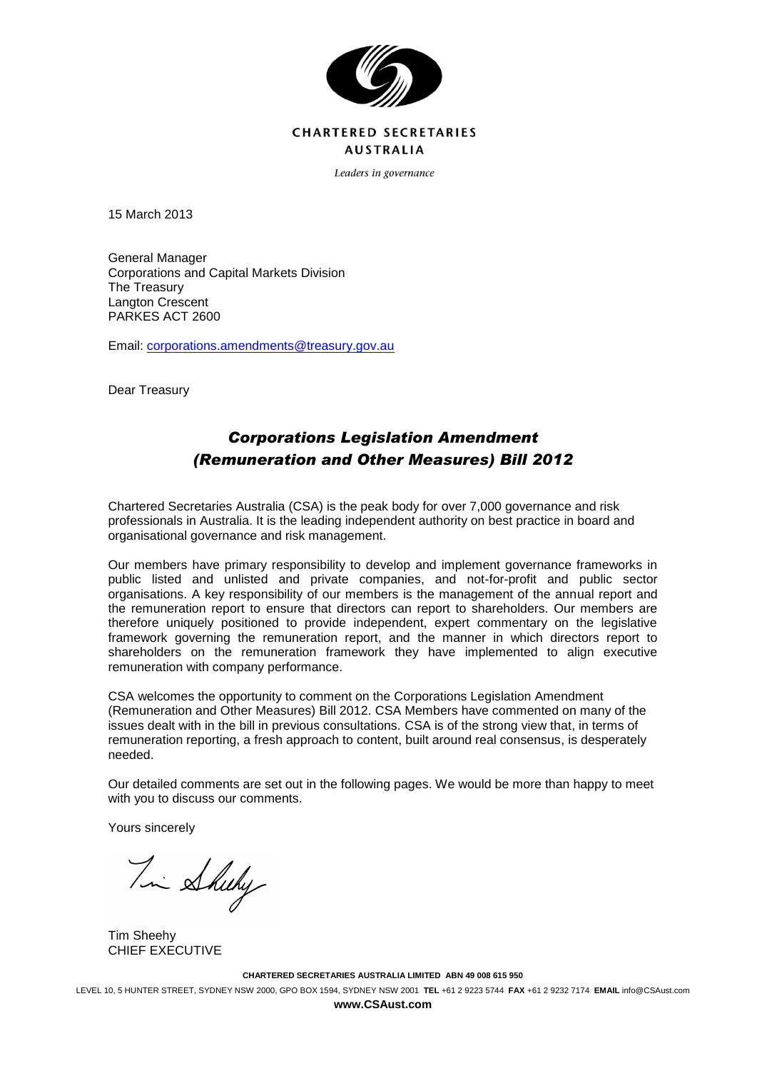**CHARTERED SECRETARIES AUSTRALIA**

*Leaders in governance*

15 March 2013

General Manager
Corporations and Capital Markets Division
The Treasury
Langton Crescent
PARKES ACT 2600

Email: corporations.amendments@treasury.gov.au

Dear Treasury

# *Corporations Legislation Amendment (Remuneration and Other Measures) Bill 2012*

Chartered Secretaries Australia (CSA) is the peak body for over 7,000 governance and risk professionals in Australia. It is the leading independent authority on best practice in board and organisational governance and risk management.

Our members have primary responsibility to develop and implement governance frameworks in public listed and unlisted and private companies, and not-for-profit and public sector organisations. A key responsibility of our members is the management of the annual report and the remuneration report to ensure that directors can report to shareholders. Our members are therefore uniquely positioned to provide independent, expert commentary on the legislative framework governing the remuneration report, and the manner in which directors report to shareholders on the remuneration framework they have implemented to align executive remuneration with company performance.

CSA welcomes the opportunity to comment on the Corporations Legislation Amendment (Remuneration and Other Measures) Bill 2012. CSA Members have commented on many of the issues dealt with in the bill in previous consultations. CSA is of the strong view that, in terms of remuneration reporting, a fresh approach to content, built around real consensus, is desperately needed.

Our detailed comments are set out in the following pages. We would be more than happy to meet with you to discuss our comments.

Yours sincerely

Tim Sheehy
CHIEF EXECUTIVE

**CHARTERED SECRETARIES AUSTRALIA LIMITED ABN 49 008 615 950**

LEVEL 10, 5 HUNTER STREET, SYDNEY NSW 2000, GPO BOX 1594, SYDNEY NSW 2001 **TEL** +61 2 9223 5744 **FAX** +61 2 9232 7174 **EMAIL** info@CSAust.com

**www.CSAust.com**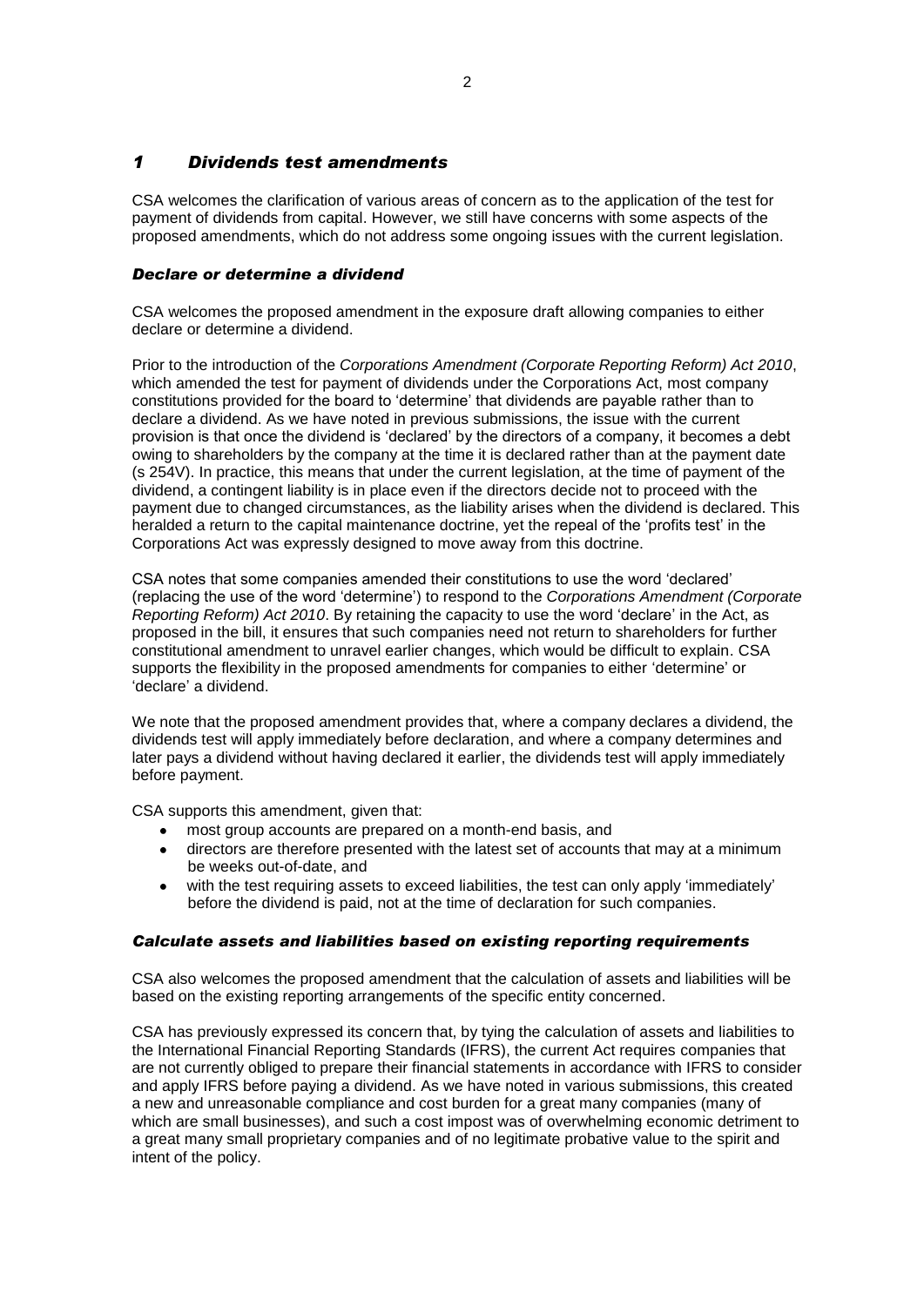## *1 Dividends test amendments*

CSA welcomes the clarification of various areas of concern as to the application of the test for payment of dividends from capital. However, we still have concerns with some aspects of the proposed amendments, which do not address some ongoing issues with the current legislation.

### *Declare or determine a dividend*

CSA welcomes the proposed amendment in the exposure draft allowing companies to either declare or determine a dividend.

Prior to the introduction of the *Corporations Amendment (Corporate Reporting Reform) Act 2010*, which amended the test for payment of dividends under the Corporations Act, most company constitutions provided for the board to 'determine' that dividends are payable rather than to declare a dividend. As we have noted in previous submissions, the issue with the current provision is that once the dividend is 'declared' by the directors of a company, it becomes a debt owing to shareholders by the company at the time it is declared rather than at the payment date (s 254V). In practice, this means that under the current legislation, at the time of payment of the dividend, a contingent liability is in place even if the directors decide not to proceed with the payment due to changed circumstances, as the liability arises when the dividend is declared. This heralded a return to the capital maintenance doctrine, yet the repeal of the 'profits test' in the Corporations Act was expressly designed to move away from this doctrine.

CSA notes that some companies amended their constitutions to use the word 'declared' (replacing the use of the word 'determine') to respond to the *Corporations Amendment (Corporate Reporting Reform) Act 2010*. By retaining the capacity to use the word 'declare' in the Act, as proposed in the bill, it ensures that such companies need not return to shareholders for further constitutional amendment to unravel earlier changes, which would be difficult to explain. CSA supports the flexibility in the proposed amendments for companies to either 'determine' or 'declare' a dividend.

We note that the proposed amendment provides that, where a company declares a dividend, the dividends test will apply immediately before declaration, and where a company determines and later pays a dividend without having declared it earlier, the dividends test will apply immediately before payment.

CSA supports this amendment, given that:

- most group accounts are prepared on a month-end basis, and
- directors are therefore presented with the latest set of accounts that may at a minimum be weeks out-of-date, and
- with the test requiring assets to exceed liabilities, the test can only apply 'immediately' before the dividend is paid, not at the time of declaration for such companies.

### *Calculate assets and liabilities based on existing reporting requirements*

CSA also welcomes the proposed amendment that the calculation of assets and liabilities will be based on the existing reporting arrangements of the specific entity concerned.

CSA has previously expressed its concern that, by tying the calculation of assets and liabilities to the International Financial Reporting Standards (IFRS), the current Act requires companies that are not currently obliged to prepare their financial statements in accordance with IFRS to consider and apply IFRS before paying a dividend. As we have noted in various submissions, this created a new and unreasonable compliance and cost burden for a great many companies (many of which are small businesses), and such a cost impost was of overwhelming economic detriment to a great many small proprietary companies and of no legitimate probative value to the spirit and intent of the policy.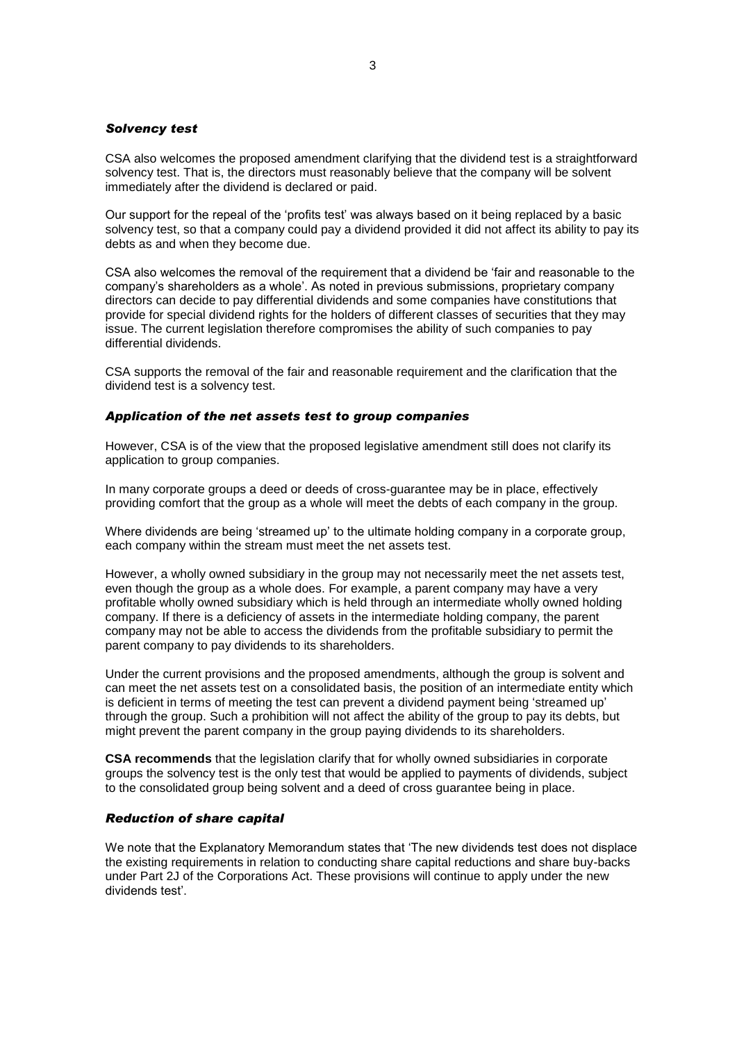### *Solvency test*

CSA also welcomes the proposed amendment clarifying that the dividend test is a straightforward solvency test. That is, the directors must reasonably believe that the company will be solvent immediately after the dividend is declared or paid.

Our support for the repeal of the 'profits test' was always based on it being replaced by a basic solvency test, so that a company could pay a dividend provided it did not affect its ability to pay its debts as and when they become due.

CSA also welcomes the removal of the requirement that a dividend be 'fair and reasonable to the company's shareholders as a whole'. As noted in previous submissions, proprietary company directors can decide to pay differential dividends and some companies have constitutions that provide for special dividend rights for the holders of different classes of securities that they may issue. The current legislation therefore compromises the ability of such companies to pay differential dividends.

CSA supports the removal of the fair and reasonable requirement and the clarification that the dividend test is a solvency test.

### *Application of the net assets test to group companies*

However, CSA is of the view that the proposed legislative amendment still does not clarify its application to group companies.

In many corporate groups a deed or deeds of cross-guarantee may be in place, effectively providing comfort that the group as a whole will meet the debts of each company in the group.

Where dividends are being 'streamed up' to the ultimate holding company in a corporate group, each company within the stream must meet the net assets test.

However, a wholly owned subsidiary in the group may not necessarily meet the net assets test, even though the group as a whole does. For example, a parent company may have a very profitable wholly owned subsidiary which is held through an intermediate wholly owned holding company. If there is a deficiency of assets in the intermediate holding company, the parent company may not be able to access the dividends from the profitable subsidiary to permit the parent company to pay dividends to its shareholders.

Under the current provisions and the proposed amendments, although the group is solvent and can meet the net assets test on a consolidated basis, the position of an intermediate entity which is deficient in terms of meeting the test can prevent a dividend payment being 'streamed up' through the group. Such a prohibition will not affect the ability of the group to pay its debts, but might prevent the parent company in the group paying dividends to its shareholders.

**CSA recommends** that the legislation clarify that for wholly owned subsidiaries in corporate groups the solvency test is the only test that would be applied to payments of dividends, subject to the consolidated group being solvent and a deed of cross guarantee being in place.

### *Reduction of share capital*

We note that the Explanatory Memorandum states that 'The new dividends test does not displace the existing requirements in relation to conducting share capital reductions and share buy-backs under Part 2J of the Corporations Act. These provisions will continue to apply under the new dividends test'.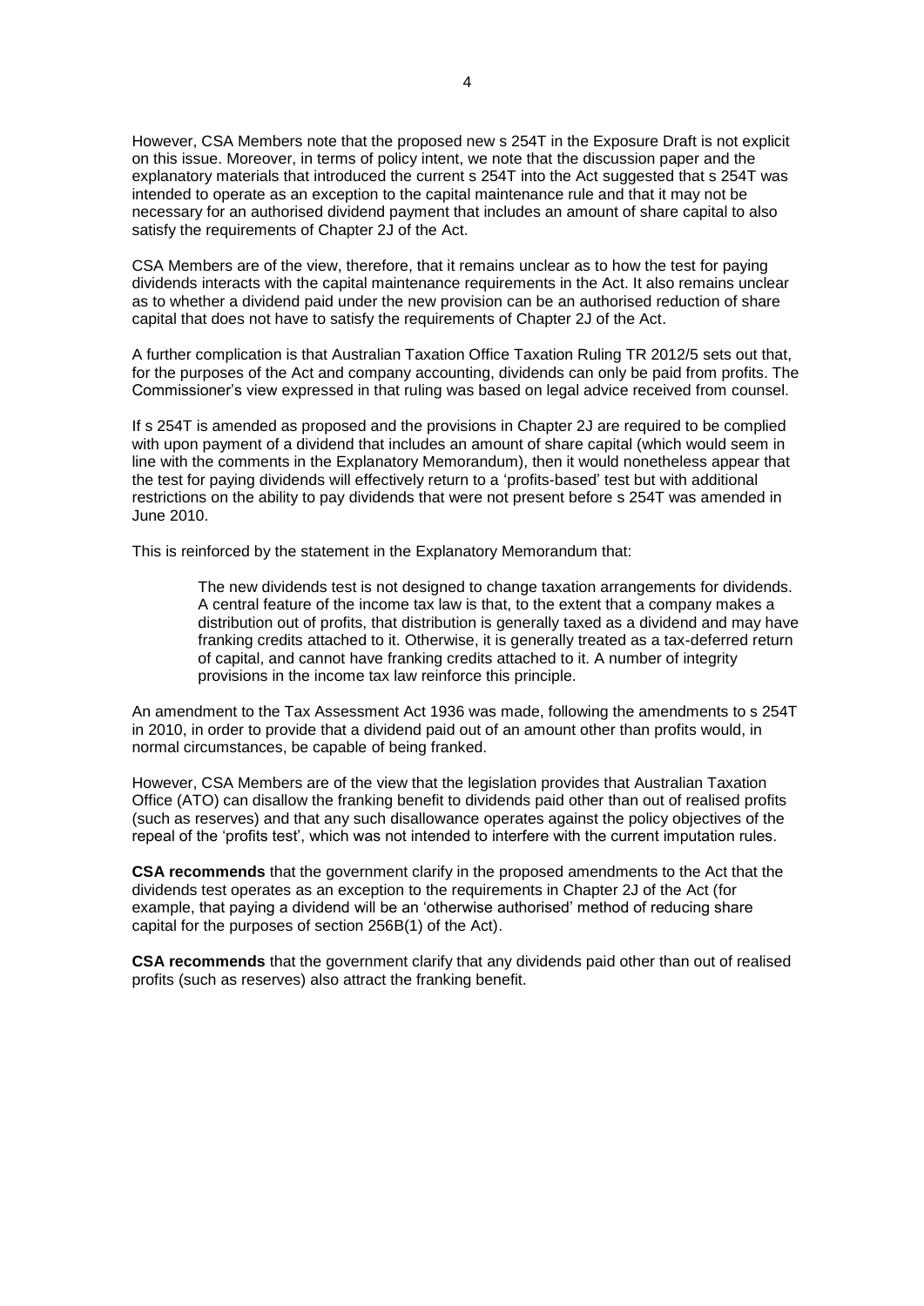However, CSA Members note that the proposed new s 254T in the Exposure Draft is not explicit on this issue. Moreover, in terms of policy intent, we note that the discussion paper and the explanatory materials that introduced the current s 254T into the Act suggested that s 254T was intended to operate as an exception to the capital maintenance rule and that it may not be necessary for an authorised dividend payment that includes an amount of share capital to also satisfy the requirements of Chapter 2J of the Act.

CSA Members are of the view, therefore, that it remains unclear as to how the test for paying dividends interacts with the capital maintenance requirements in the Act. It also remains unclear as to whether a dividend paid under the new provision can be an authorised reduction of share capital that does not have to satisfy the requirements of Chapter 2J of the Act.

A further complication is that Australian Taxation Office Taxation Ruling TR 2012/5 sets out that, for the purposes of the Act and company accounting, dividends can only be paid from profits. The Commissioner's view expressed in that ruling was based on legal advice received from counsel.

If s 254T is amended as proposed and the provisions in Chapter 2J are required to be complied with upon payment of a dividend that includes an amount of share capital (which would seem in line with the comments in the Explanatory Memorandum), then it would nonetheless appear that the test for paying dividends will effectively return to a 'profits-based' test but with additional restrictions on the ability to pay dividends that were not present before s 254T was amended in June 2010.

This is reinforced by the statement in the Explanatory Memorandum that:

> The new dividends test is not designed to change taxation arrangements for dividends. A central feature of the income tax law is that, to the extent that a company makes a distribution out of profits, that distribution is generally taxed as a dividend and may have franking credits attached to it. Otherwise, it is generally treated as a tax-deferred return of capital, and cannot have franking credits attached to it. A number of integrity provisions in the income tax law reinforce this principle.

An amendment to the Tax Assessment Act 1936 was made, following the amendments to s 254T in 2010, in order to provide that a dividend paid out of an amount other than profits would, in normal circumstances, be capable of being franked.

However, CSA Members are of the view that the legislation provides that Australian Taxation Office (ATO) can disallow the franking benefit to dividends paid other than out of realised profits (such as reserves) and that any such disallowance operates against the policy objectives of the repeal of the 'profits test', which was not intended to interfere with the current imputation rules.

**CSA recommends** that the government clarify in the proposed amendments to the Act that the dividends test operates as an exception to the requirements in Chapter 2J of the Act (for example, that paying a dividend will be an 'otherwise authorised' method of reducing share capital for the purposes of section 256B(1) of the Act).

**CSA recommends** that the government clarify that any dividends paid other than out of realised profits (such as reserves) also attract the franking benefit.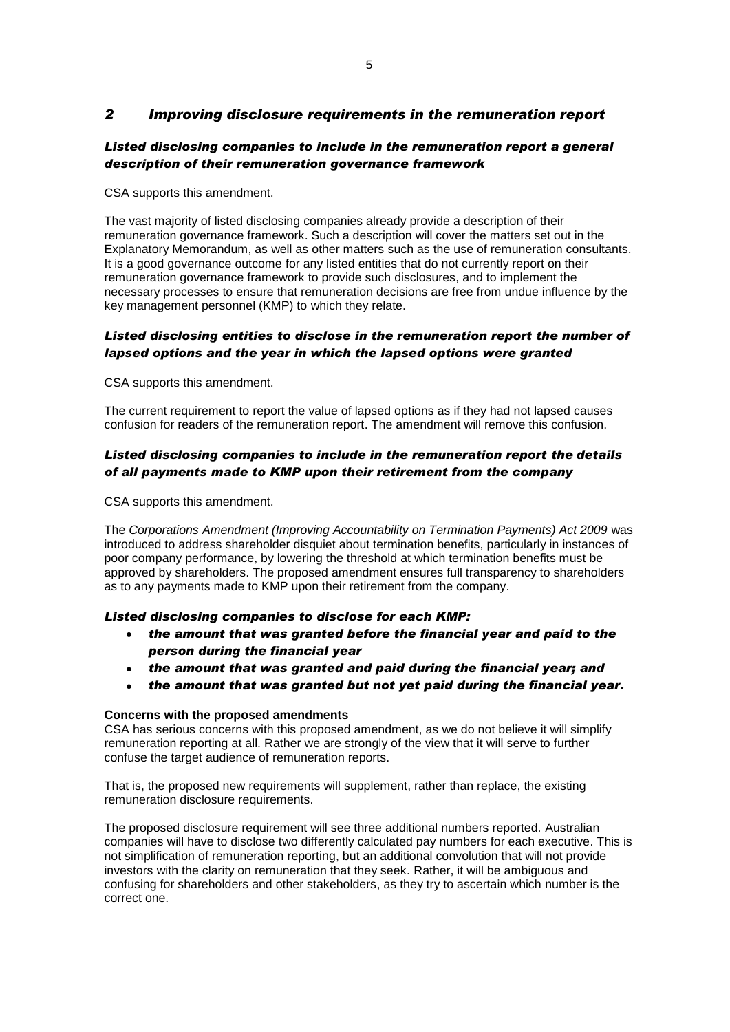## *2 Improving disclosure requirements in the remuneration report*

### *Listed disclosing companies to include in the remuneration report a general description of their remuneration governance framework*

CSA supports this amendment.

The vast majority of listed disclosing companies already provide a description of their remuneration governance framework. Such a description will cover the matters set out in the Explanatory Memorandum, as well as other matters such as the use of remuneration consultants. It is a good governance outcome for any listed entities that do not currently report on their remuneration governance framework to provide such disclosures, and to implement the necessary processes to ensure that remuneration decisions are free from undue influence by the key management personnel (KMP) to which they relate.

### *Listed disclosing entities to disclose in the remuneration report the number of lapsed options and the year in which the lapsed options were granted*

CSA supports this amendment.

The current requirement to report the value of lapsed options as if they had not lapsed causes confusion for readers of the remuneration report. The amendment will remove this confusion.

### *Listed disclosing companies to include in the remuneration report the details of all payments made to KMP upon their retirement from the company*

CSA supports this amendment.

The *Corporations Amendment (Improving Accountability on Termination Payments) Act 2009* was introduced to address shareholder disquiet about termination benefits, particularly in instances of poor company performance, by lowering the threshold at which termination benefits must be approved by shareholders. The proposed amendment ensures full transparency to shareholders as to any payments made to KMP upon their retirement from the company.

### *Listed disclosing companies to disclose for each KMP:*

- ***the amount that was granted before the financial year and paid to the person during the financial year***
- ***the amount that was granted and paid during the financial year; and***
- ***the amount that was granted but not yet paid during the financial year.***

**Concerns with the proposed amendments**

CSA has serious concerns with this proposed amendment, as we do not believe it will simplify remuneration reporting at all. Rather we are strongly of the view that it will serve to further confuse the target audience of remuneration reports.

That is, the proposed new requirements will supplement, rather than replace, the existing remuneration disclosure requirements.

The proposed disclosure requirement will see three additional numbers reported. Australian companies will have to disclose two differently calculated pay numbers for each executive. This is not simplification of remuneration reporting, but an additional convolution that will not provide investors with the clarity on remuneration that they seek. Rather, it will be ambiguous and confusing for shareholders and other stakeholders, as they try to ascertain which number is the correct one.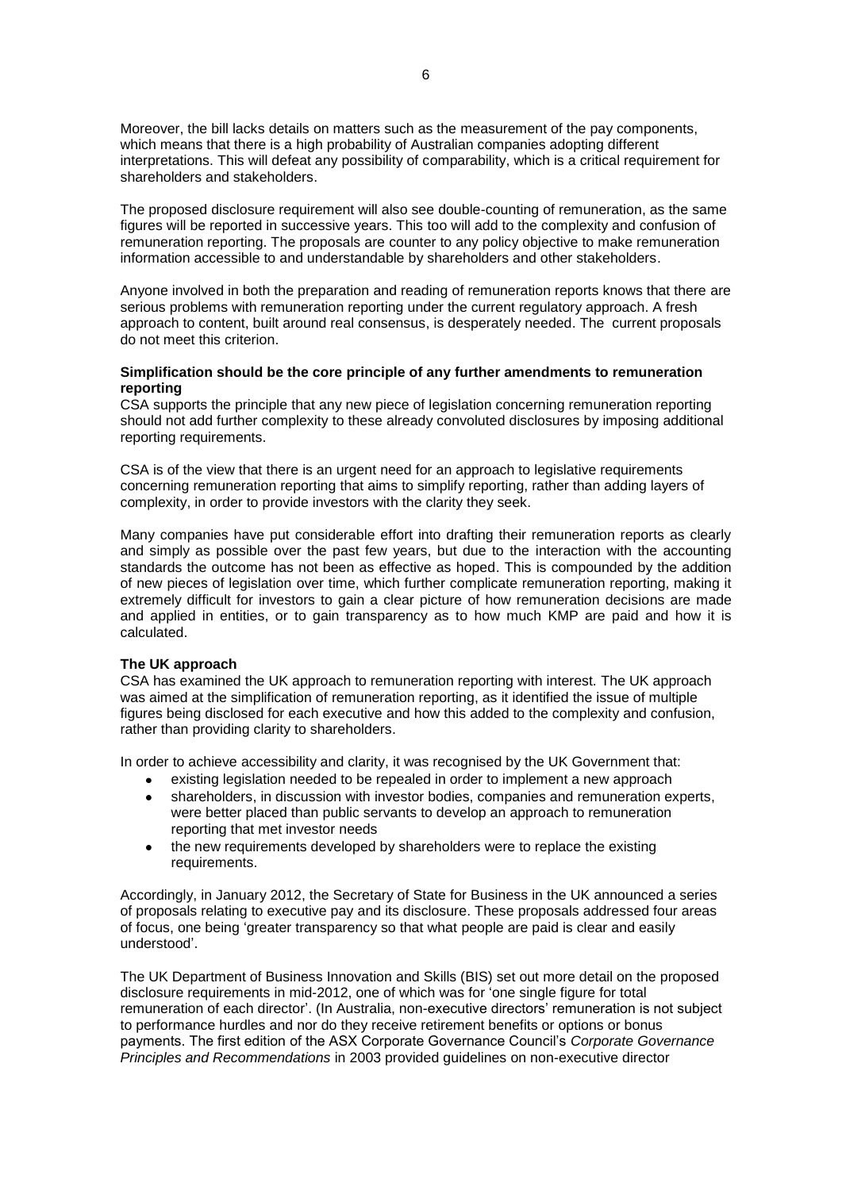Moreover, the bill lacks details on matters such as the measurement of the pay components, which means that there is a high probability of Australian companies adopting different interpretations. This will defeat any possibility of comparability, which is a critical requirement for shareholders and stakeholders.

The proposed disclosure requirement will also see double-counting of remuneration, as the same figures will be reported in successive years. This too will add to the complexity and confusion of remuneration reporting. The proposals are counter to any policy objective to make remuneration information accessible to and understandable by shareholders and other stakeholders.

Anyone involved in both the preparation and reading of remuneration reports knows that there are serious problems with remuneration reporting under the current regulatory approach. A fresh approach to content, built around real consensus, is desperately needed. The current proposals do not meet this criterion.

**Simplification should be the core principle of any further amendments to remuneration reporting**

CSA supports the principle that any new piece of legislation concerning remuneration reporting should not add further complexity to these already convoluted disclosures by imposing additional reporting requirements.

CSA is of the view that there is an urgent need for an approach to legislative requirements concerning remuneration reporting that aims to simplify reporting, rather than adding layers of complexity, in order to provide investors with the clarity they seek.

Many companies have put considerable effort into drafting their remuneration reports as clearly and simply as possible over the past few years, but due to the interaction with the accounting standards the outcome has not been as effective as hoped. This is compounded by the addition of new pieces of legislation over time, which further complicate remuneration reporting, making it extremely difficult for investors to gain a clear picture of how remuneration decisions are made and applied in entities, or to gain transparency as to how much KMP are paid and how it is calculated.

**The UK approach**

CSA has examined the UK approach to remuneration reporting with interest. The UK approach was aimed at the simplification of remuneration reporting, as it identified the issue of multiple figures being disclosed for each executive and how this added to the complexity and confusion, rather than providing clarity to shareholders.

In order to achieve accessibility and clarity, it was recognised by the UK Government that:

- existing legislation needed to be repealed in order to implement a new approach
- shareholders, in discussion with investor bodies, companies and remuneration experts, were better placed than public servants to develop an approach to remuneration reporting that met investor needs
- the new requirements developed by shareholders were to replace the existing requirements.

Accordingly, in January 2012, the Secretary of State for Business in the UK announced a series of proposals relating to executive pay and its disclosure. These proposals addressed four areas of focus, one being 'greater transparency so that what people are paid is clear and easily understood'.

The UK Department of Business Innovation and Skills (BIS) set out more detail on the proposed disclosure requirements in mid-2012, one of which was for 'one single figure for total remuneration of each director'. (In Australia, non-executive directors' remuneration is not subject to performance hurdles and nor do they receive retirement benefits or options or bonus payments. The first edition of the ASX Corporate Governance Council's *Corporate Governance Principles and Recommendations* in 2003 provided guidelines on non-executive director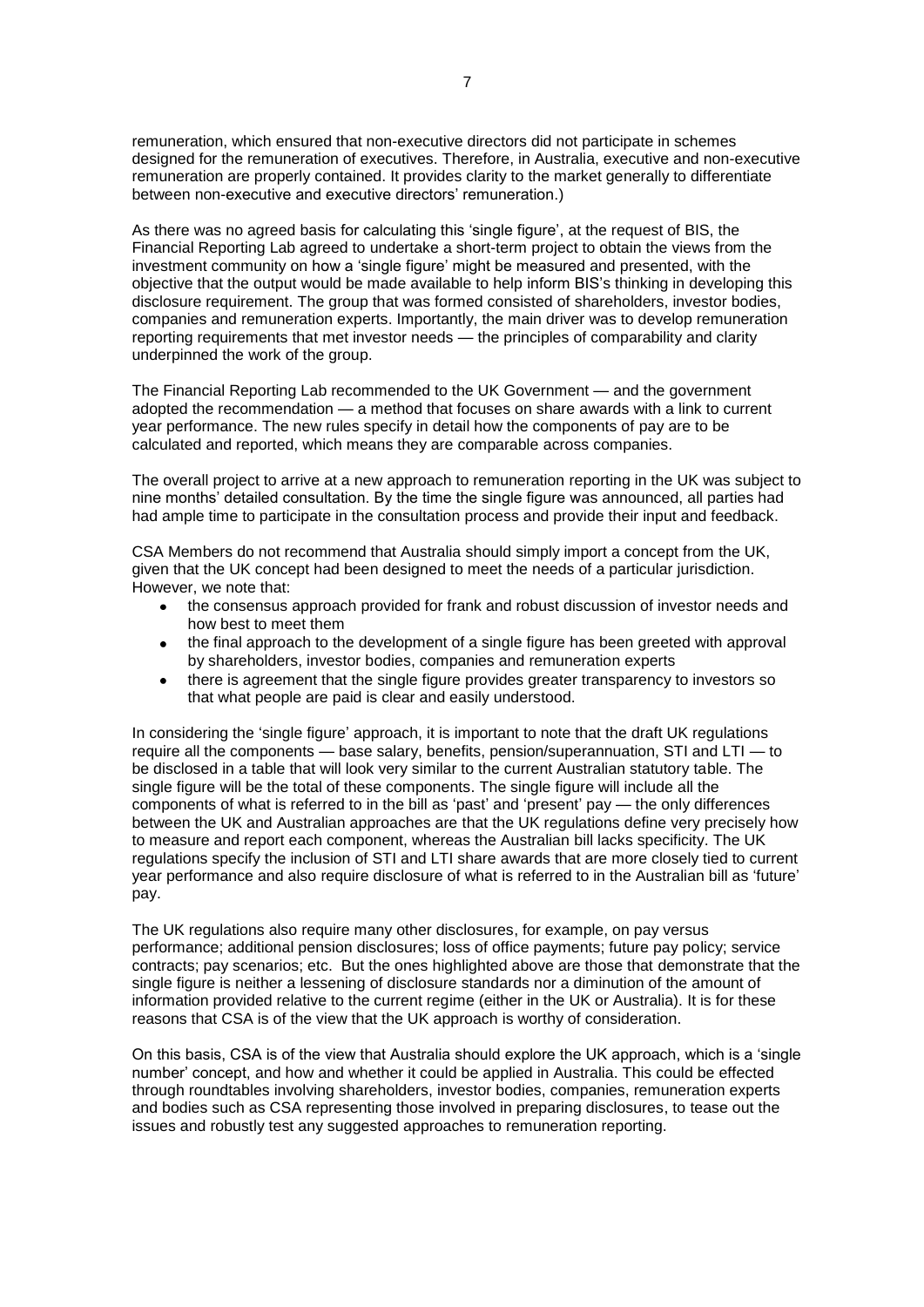remuneration, which ensured that non-executive directors did not participate in schemes designed for the remuneration of executives. Therefore, in Australia, executive and non-executive remuneration are properly contained. It provides clarity to the market generally to differentiate between non-executive and executive directors' remuneration.)

As there was no agreed basis for calculating this 'single figure', at the request of BIS, the Financial Reporting Lab agreed to undertake a short-term project to obtain the views from the investment community on how a 'single figure' might be measured and presented, with the objective that the output would be made available to help inform BIS's thinking in developing this disclosure requirement. The group that was formed consisted of shareholders, investor bodies, companies and remuneration experts. Importantly, the main driver was to develop remuneration reporting requirements that met investor needs — the principles of comparability and clarity underpinned the work of the group.

The Financial Reporting Lab recommended to the UK Government — and the government adopted the recommendation — a method that focuses on share awards with a link to current year performance. The new rules specify in detail how the components of pay are to be calculated and reported, which means they are comparable across companies.

The overall project to arrive at a new approach to remuneration reporting in the UK was subject to nine months' detailed consultation. By the time the single figure was announced, all parties had had ample time to participate in the consultation process and provide their input and feedback.

CSA Members do not recommend that Australia should simply import a concept from the UK, given that the UK concept had been designed to meet the needs of a particular jurisdiction. However, we note that:

- the consensus approach provided for frank and robust discussion of investor needs and how best to meet them
- the final approach to the development of a single figure has been greeted with approval by shareholders, investor bodies, companies and remuneration experts
- there is agreement that the single figure provides greater transparency to investors so that what people are paid is clear and easily understood.

In considering the 'single figure' approach, it is important to note that the draft UK regulations require all the components — base salary, benefits, pension/superannuation, STI and LTI — to be disclosed in a table that will look very similar to the current Australian statutory table. The single figure will be the total of these components. The single figure will include all the components of what is referred to in the bill as 'past' and 'present' pay — the only differences between the UK and Australian approaches are that the UK regulations define very precisely how to measure and report each component, whereas the Australian bill lacks specificity. The UK regulations specify the inclusion of STI and LTI share awards that are more closely tied to current year performance and also require disclosure of what is referred to in the Australian bill as 'future' pay.

The UK regulations also require many other disclosures, for example, on pay versus performance; additional pension disclosures; loss of office payments; future pay policy; service contracts; pay scenarios; etc. But the ones highlighted above are those that demonstrate that the single figure is neither a lessening of disclosure standards nor a diminution of the amount of information provided relative to the current regime (either in the UK or Australia). It is for these reasons that CSA is of the view that the UK approach is worthy of consideration.

On this basis, CSA is of the view that Australia should explore the UK approach, which is a 'single number' concept, and how and whether it could be applied in Australia. This could be effected through roundtables involving shareholders, investor bodies, companies, remuneration experts and bodies such as CSA representing those involved in preparing disclosures, to tease out the issues and robustly test any suggested approaches to remuneration reporting.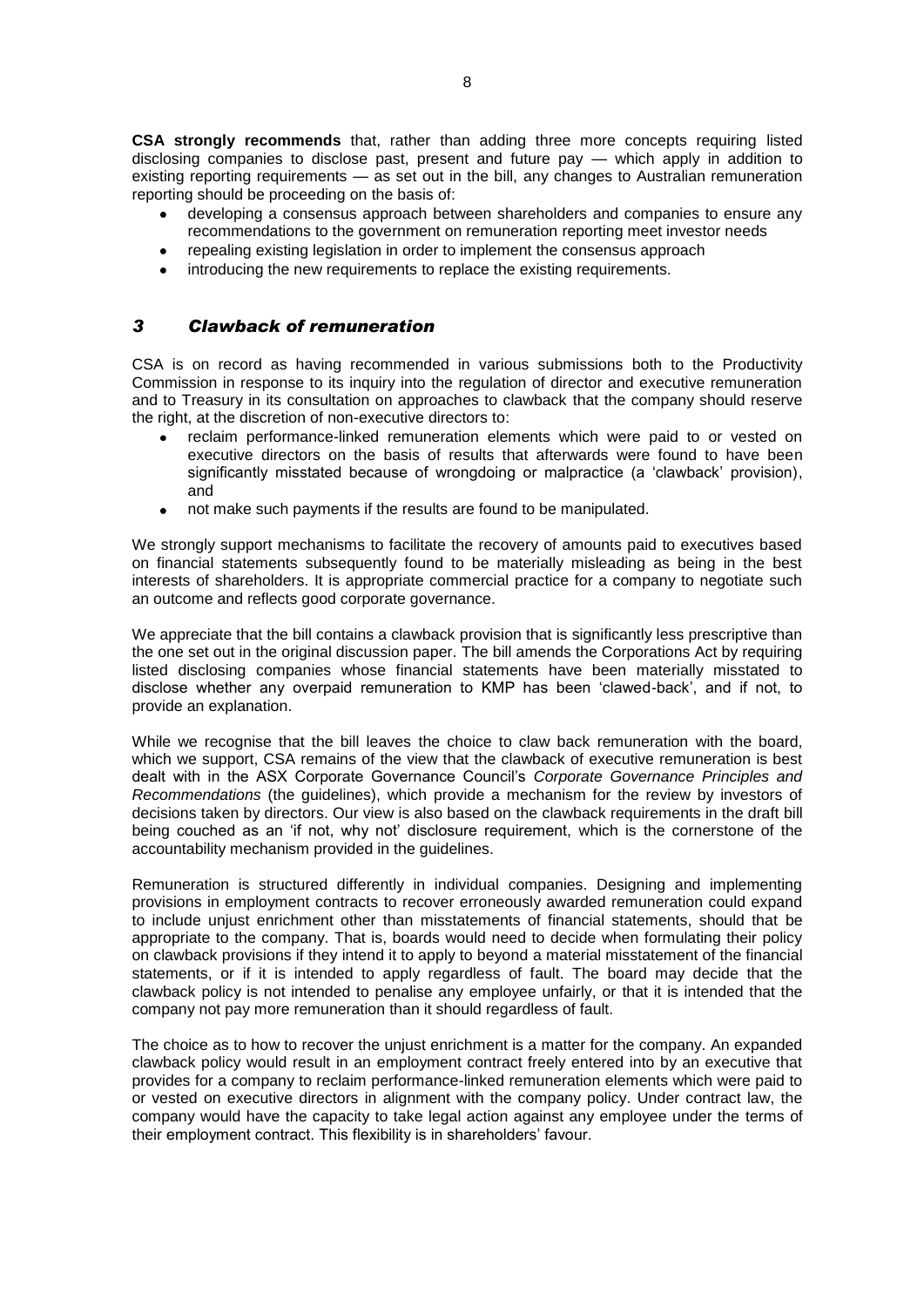**CSA strongly recommends** that, rather than adding three more concepts requiring listed disclosing companies to disclose past, present and future pay — which apply in addition to existing reporting requirements — as set out in the bill, any changes to Australian remuneration reporting should be proceeding on the basis of:

- developing a consensus approach between shareholders and companies to ensure any recommendations to the government on remuneration reporting meet investor needs
- repealing existing legislation in order to implement the consensus approach
- introducing the new requirements to replace the existing requirements.

## *3 Clawback of remuneration*

CSA is on record as having recommended in various submissions both to the Productivity Commission in response to its inquiry into the regulation of director and executive remuneration and to Treasury in its consultation on approaches to clawback that the company should reserve the right, at the discretion of non-executive directors to:

- reclaim performance-linked remuneration elements which were paid to or vested on executive directors on the basis of results that afterwards were found to have been significantly misstated because of wrongdoing or malpractice (a 'clawback' provision), and
- not make such payments if the results are found to be manipulated.

We strongly support mechanisms to facilitate the recovery of amounts paid to executives based on financial statements subsequently found to be materially misleading as being in the best interests of shareholders. It is appropriate commercial practice for a company to negotiate such an outcome and reflects good corporate governance.

We appreciate that the bill contains a clawback provision that is significantly less prescriptive than the one set out in the original discussion paper. The bill amends the Corporations Act by requiring listed disclosing companies whose financial statements have been materially misstated to disclose whether any overpaid remuneration to KMP has been 'clawed-back', and if not, to provide an explanation.

While we recognise that the bill leaves the choice to claw back remuneration with the board, which we support, CSA remains of the view that the clawback of executive remuneration is best dealt with in the ASX Corporate Governance Council's *Corporate Governance Principles and Recommendations* (the guidelines), which provide a mechanism for the review by investors of decisions taken by directors. Our view is also based on the clawback requirements in the draft bill being couched as an 'if not, why not' disclosure requirement, which is the cornerstone of the accountability mechanism provided in the guidelines.

Remuneration is structured differently in individual companies. Designing and implementing provisions in employment contracts to recover erroneously awarded remuneration could expand to include unjust enrichment other than misstatements of financial statements, should that be appropriate to the company. That is, boards would need to decide when formulating their policy on clawback provisions if they intend it to apply to beyond a material misstatement of the financial statements, or if it is intended to apply regardless of fault. The board may decide that the clawback policy is not intended to penalise any employee unfairly, or that it is intended that the company not pay more remuneration than it should regardless of fault.

The choice as to how to recover the unjust enrichment is a matter for the company. An expanded clawback policy would result in an employment contract freely entered into by an executive that provides for a company to reclaim performance-linked remuneration elements which were paid to or vested on executive directors in alignment with the company policy. Under contract law, the company would have the capacity to take legal action against any employee under the terms of their employment contract. This flexibility is in shareholders' favour.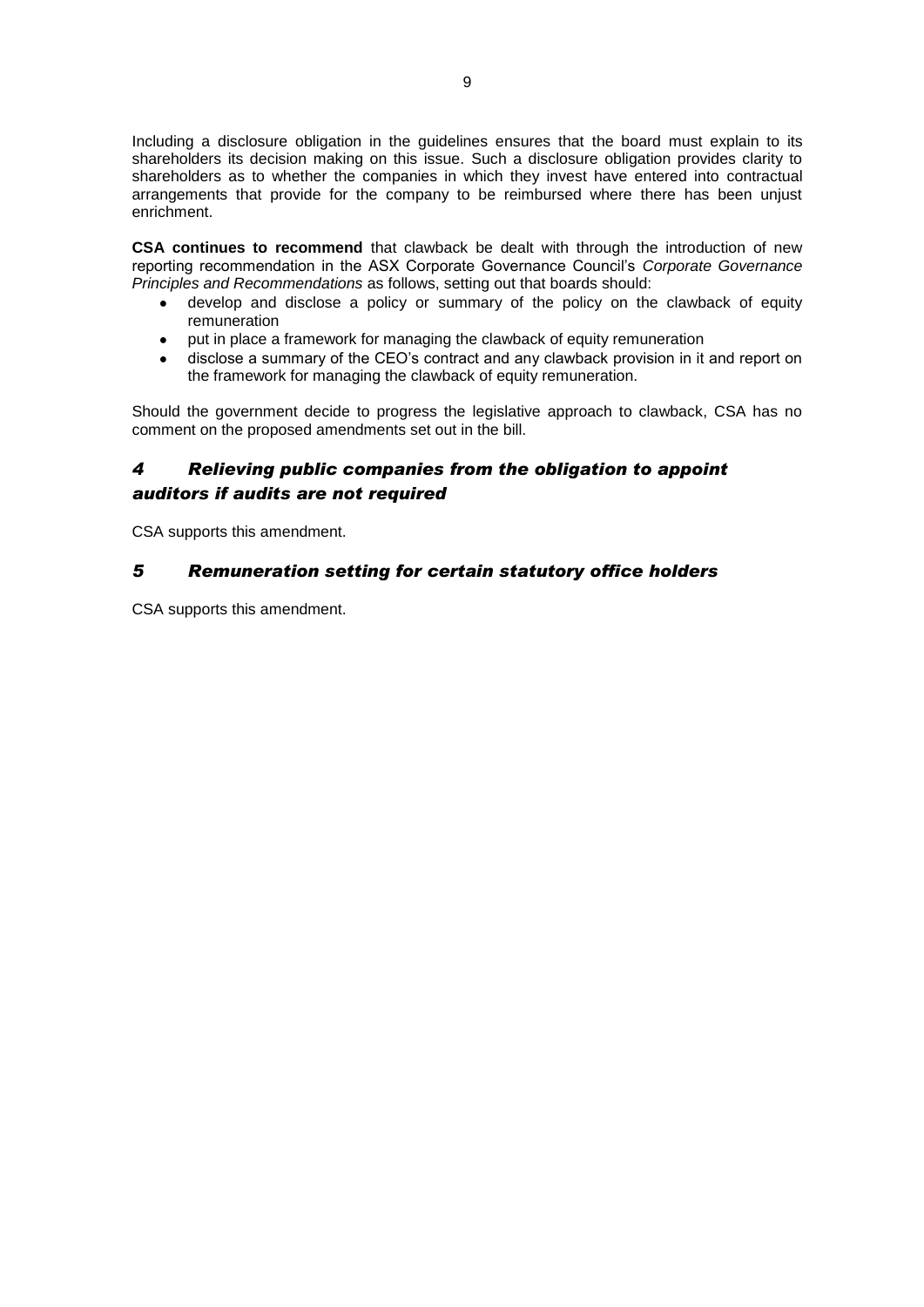Including a disclosure obligation in the guidelines ensures that the board must explain to its shareholders its decision making on this issue. Such a disclosure obligation provides clarity to shareholders as to whether the companies in which they invest have entered into contractual arrangements that provide for the company to be reimbursed where there has been unjust enrichment.

**CSA continues to recommend** that clawback be dealt with through the introduction of new reporting recommendation in the ASX Corporate Governance Council's *Corporate Governance Principles and Recommendations* as follows, setting out that boards should:

- develop and disclose a policy or summary of the policy on the clawback of equity remuneration
- put in place a framework for managing the clawback of equity remuneration
- disclose a summary of the CEO's contract and any clawback provision in it and report on the framework for managing the clawback of equity remuneration.

Should the government decide to progress the legislative approach to clawback, CSA has no comment on the proposed amendments set out in the bill.

## *4 Relieving public companies from the obligation to appoint auditors if audits are not required*

CSA supports this amendment.

## *5 Remuneration setting for certain statutory office holders*

CSA supports this amendment.